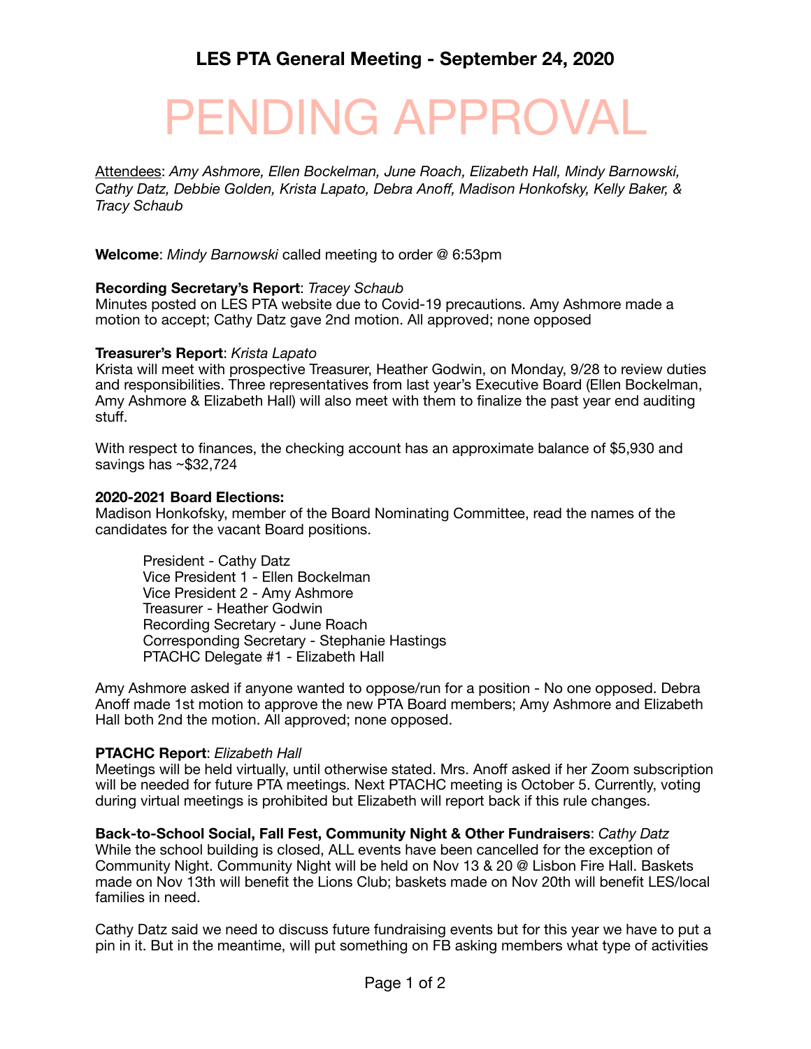# LES PTA General Meeting - September 24, 2020

# PENDING APPROVAL

Attendees: *Amy Ashmore, Ellen Bockelman, June Roach, Elizabeth Hall, Mindy Barnowski, Cathy Datz, Debbie Golden, Krista Lapato, Debra Anoff, Madison Honkofsky, Kelly Baker, & Tracy Schaub*

**Welcome**: *Mindy Barnowski* called meeting to order @ 6:53pm

**Recording Secretary's Report**: *Tracey Schaub*
Minutes posted on LES PTA website due to Covid-19 precautions. Amy Ashmore made a motion to accept; Cathy Datz gave 2nd motion. All approved; none opposed

**Treasurer's Report**: *Krista Lapato*
Krista will meet with prospective Treasurer, Heather Godwin, on Monday, 9/28 to review duties and responsibilities. Three representatives from last year's Executive Board (Ellen Bockelman, Amy Ashmore & Elizabeth Hall) will also meet with them to finalize the past year end auditing stuff.

With respect to finances, the checking account has an approximate balance of $5,930 and savings has ~$32,724

**2020-2021 Board Elections:**
Madison Honkofsky, member of the Board Nominating Committee, read the names of the candidates for the vacant Board positions.

President - Cathy Datz
Vice President 1 - Ellen Bockelman
Vice President 2 - Amy Ashmore
Treasurer - Heather Godwin
Recording Secretary - June Roach
Corresponding Secretary - Stephanie Hastings
PTACHC Delegate #1 - Elizabeth Hall

Amy Ashmore asked if anyone wanted to oppose/run for a position - No one opposed. Debra Anoff made 1st motion to approve the new PTA Board members; Amy Ashmore and Elizabeth Hall both 2nd the motion. All approved; none opposed.

**PTACHC Report**: *Elizabeth Hall*
Meetings will be held virtually, until otherwise stated. Mrs. Anoff asked if her Zoom subscription will be needed for future PTA meetings. Next PTACHC meeting is October 5. Currently, voting during virtual meetings is prohibited but Elizabeth will report back if this rule changes.

**Back-to-School Social, Fall Fest, Community Night & Other Fundraisers**: *Cathy Datz*
While the school building is closed, ALL events have been cancelled for the exception of Community Night. Community Night will be held on Nov 13 & 20 @ Lisbon Fire Hall. Baskets made on Nov 13th will benefit the Lions Club; baskets made on Nov 20th will benefit LES/local families in need.

Cathy Datz said we need to discuss future fundraising events but for this year we have to put a pin in it. But in the meantime, will put something on FB asking members what type of activities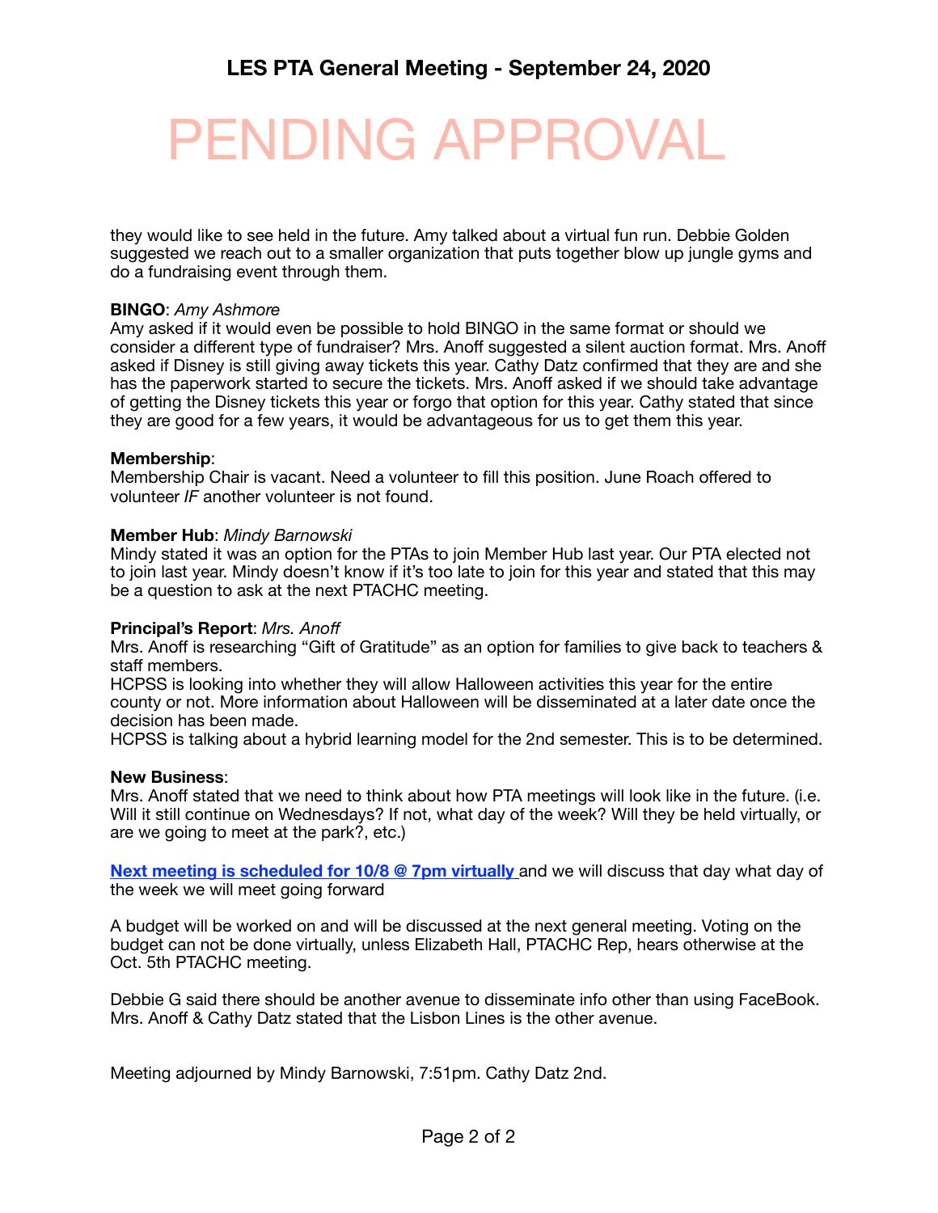# LES PTA General Meeting - September 24, 2020

PENDING APPROVAL

they would like to see held in the future. Amy talked about a virtual fun run. Debbie Golden suggested we reach out to a smaller organization that puts together blow up jungle gyms and do a fundraising event through them.

**BINGO**: *Amy Ashmore*
Amy asked if it would even be possible to hold BINGO in the same format or should we consider a different type of fundraiser? Mrs. Anoff suggested a silent auction format. Mrs. Anoff asked if Disney is still giving away tickets this year. Cathy Datz confirmed that they are and she has the paperwork started to secure the tickets. Mrs. Anoff asked if we should take advantage of getting the Disney tickets this year or forgo that option for this year. Cathy stated that since they are good for a few years, it would be advantageous for us to get them this year.

**Membership**:
Membership Chair is vacant. Need a volunteer to fill this position. June Roach offered to volunteer *IF* another volunteer is not found.

**Member Hub**: *Mindy Barnowski*
Mindy stated it was an option for the PTAs to join Member Hub last year. Our PTA elected not to join last year. Mindy doesn't know if it's too late to join for this year and stated that this may be a question to ask at the next PTACHC meeting.

**Principal's Report**: *Mrs. Anoff*
Mrs. Anoff is researching "Gift of Gratitude" as an option for families to give back to teachers & staff members.
HCPSS is looking into whether they will allow Halloween activities this year for the entire county or not. More information about Halloween will be disseminated at a later date once the decision has been made.
HCPSS is talking about a hybrid learning model for the 2nd semester. This is to be determined.

**New Business**:
Mrs. Anoff stated that we need to think about how PTA meetings will look like in the future. (i.e. Will it still continue on Wednesdays? If not, what day of the week? Will they be held virtually, or are we going to meet at the park?, etc.)

**Next meeting is scheduled for 10/8 @ 7pm virtually** and we will discuss that day what day of the week we will meet going forward

A budget will be worked on and will be discussed at the next general meeting. Voting on the budget can not be done virtually, unless Elizabeth Hall, PTACHC Rep, hears otherwise at the Oct. 5th PTACHC meeting.

Debbie G said there should be another avenue to disseminate info other than using FaceBook. Mrs. Anoff & Cathy Datz stated that the Lisbon Lines is the other avenue.

Meeting adjourned by Mindy Barnowski, 7:51pm. Cathy Datz 2nd.